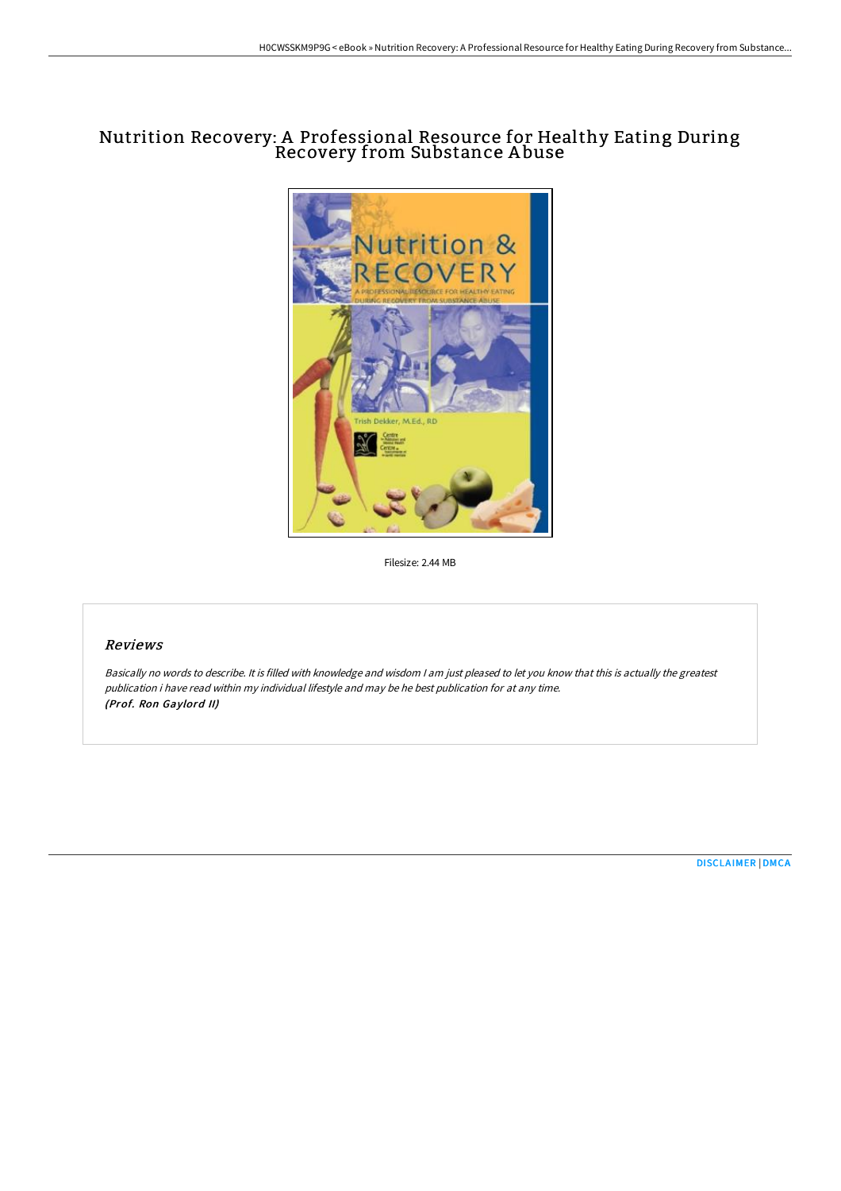# Nutrition Recovery: A Professional Resource for Healthy Eating During Recovery from Substance Abuse

Filesize: 2.44 MB

## Reviews

*Basically no words to describe. It is filled with knowledge and wisdom I am just pleased to let you know that this is actually the greatest publication i have read within my individual lifestyle and may be he best publication for at any time.*
***(Prof. Ron Gaylord II)***

DISCLAIMER | DMCA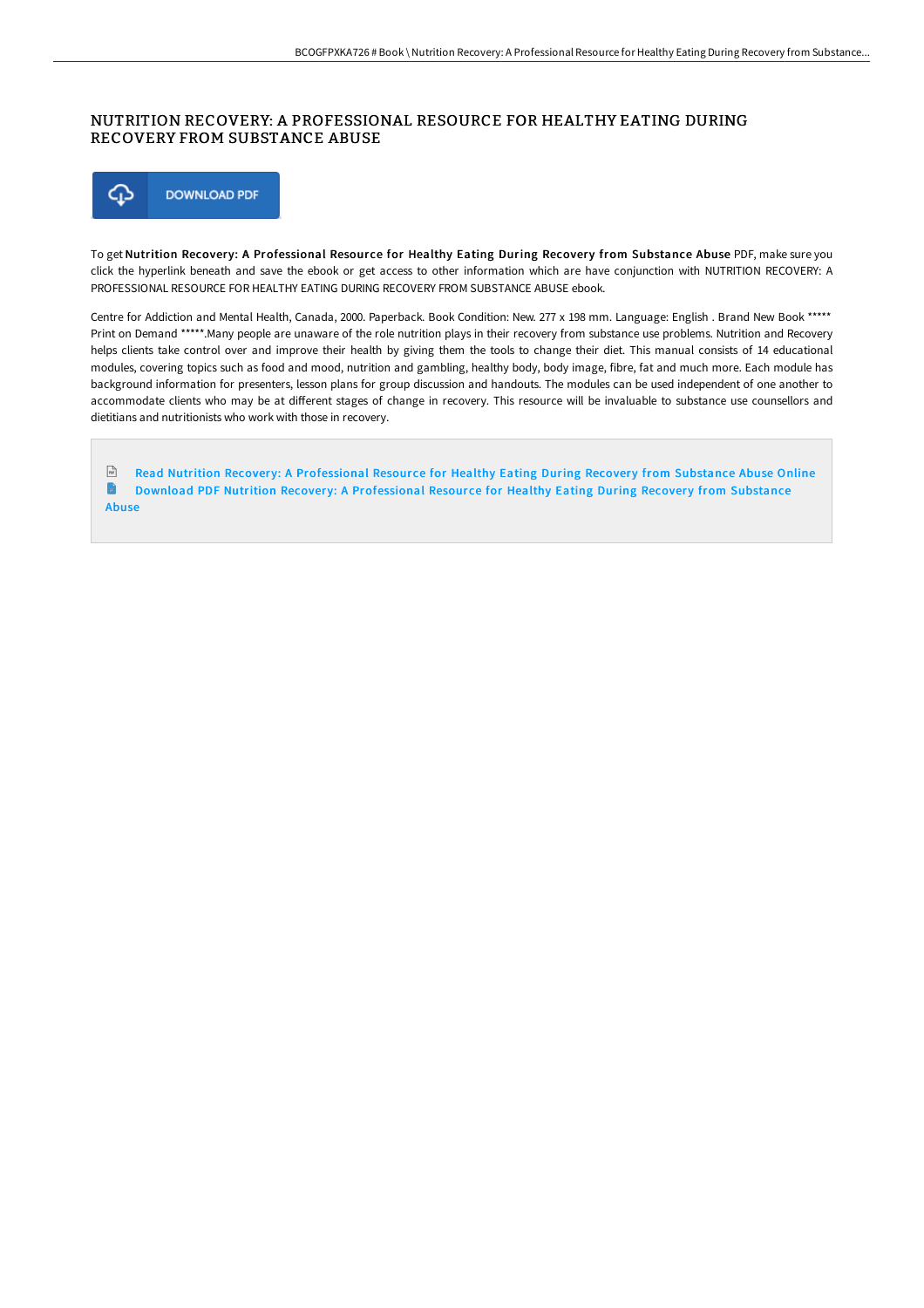# NUTRITION RECOVERY: A PROFESSIONAL RESOURCE FOR HEALTHY EATING DURING RECOVERY FROM SUBSTANCE ABUSE

DOWNLOAD PDF

To get **Nutrition Recovery: A Professional Resource for Healthy Eating During Recovery from Substance Abuse** PDF, make sure you click the hyperlink beneath and save the ebook or get access to other information which are have conjunction with NUTRITION RECOVERY: A PROFESSIONAL RESOURCE FOR HEALTHY EATING DURING RECOVERY FROM SUBSTANCE ABUSE ebook.

Centre for Addiction and Mental Health, Canada, 2000. Paperback. Book Condition: New. 277 x 198 mm. Language: English . Brand New Book ***** Print on Demand *****.Many people are unaware of the role nutrition plays in their recovery from substance use problems. Nutrition and Recovery helps clients take control over and improve their health by giving them the tools to change their diet. This manual consists of 14 educational modules, covering topics such as food and mood, nutrition and gambling, healthy body, body image, fibre, fat and much more. Each module has background information for presenters, lesson plans for group discussion and handouts. The modules can be used independent of one another to accommodate clients who may be at different stages of change in recovery. This resource will be invaluable to substance use counsellors and dietitians and nutritionists who work with those in recovery.

Read Nutrition Recovery: A Professional Resource for Healthy Eating During Recovery from Substance Abuse Online

Download PDF Nutrition Recovery: A Professional Resource for Healthy Eating During Recovery from Substance Abuse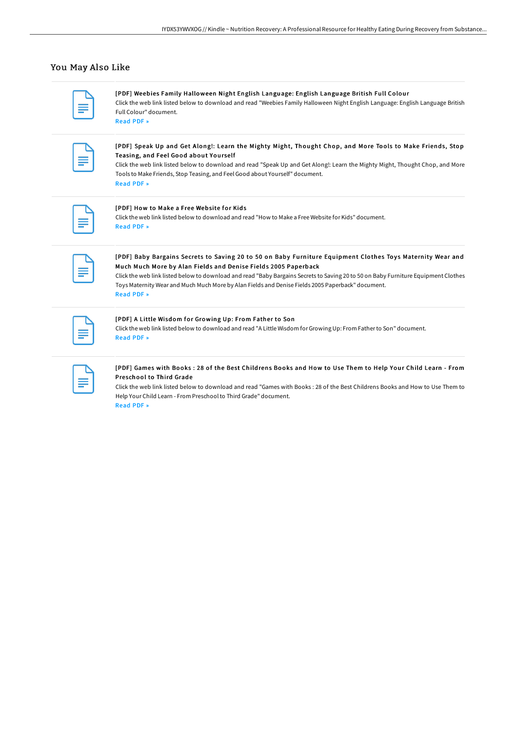## You May Also Like

**[PDF] Weebies Family Halloween Night English Language: English Language British Full Colour**

Click the web link listed below to download and read "Weebies Family Halloween Night English Language: English Language British Full Colour" document.

Read PDF »

**[PDF] Speak Up and Get Along!: Learn the Mighty Might, Thought Chop, and More Tools to Make Friends, Stop Teasing, and Feel Good about Yourself**

Click the web link listed below to download and read "Speak Up and Get Along!: Learn the Mighty Might, Thought Chop, and More Tools to Make Friends, Stop Teasing, and Feel Good about Yourself" document.

Read PDF »

**[PDF] How to Make a Free Website for Kids**

Click the web link listed below to download and read "How to Make a Free Website for Kids" document.

Read PDF »

**[PDF] Baby Bargains Secrets to Saving 20 to 50 on Baby Furniture Equipment Clothes Toys Maternity Wear and Much Much More by Alan Fields and Denise Fields 2005 Paperback**

Click the web link listed below to download and read "Baby Bargains Secrets to Saving 20 to 50 on Baby Furniture Equipment Clothes Toys Maternity Wear and Much Much More by Alan Fields and Denise Fields 2005 Paperback" document.

Read PDF »

**[PDF] A Little Wisdom for Growing Up: From Father to Son**

Click the web link listed below to download and read "A Little Wisdom for Growing Up: From Father to Son" document.

Read PDF »

**[PDF] Games with Books : 28 of the Best Childrens Books and How to Use Them to Help Your Child Learn - From Preschool to Third Grade**

Click the web link listed below to download and read "Games with Books : 28 of the Best Childrens Books and How to Use Them to Help Your Child Learn - From Preschool to Third Grade" document.

Read PDF »